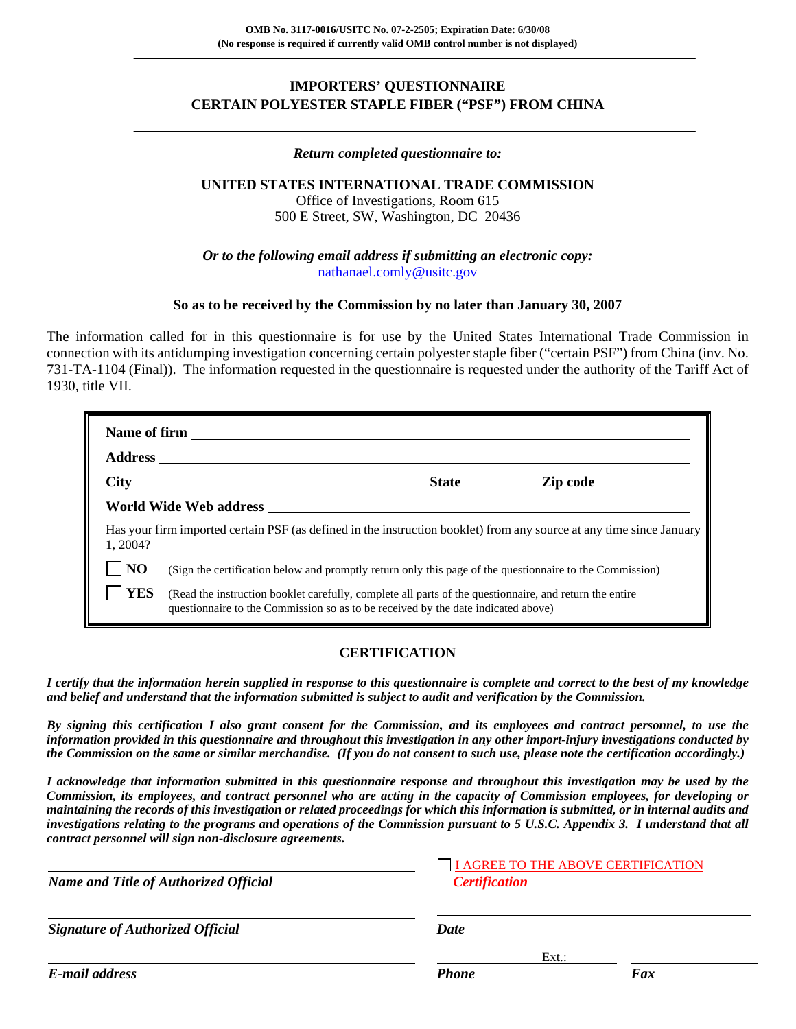**OMB No. 3117-0016/USITC No. 07-2-2505; Expiration Date: 6/30/08**
**(No response is required if currently valid OMB control number is not displayed)**

---

## IMPORTERS' QUESTIONNAIRE
## CERTAIN POLYESTER STAPLE FIBER ("PSF") FROM CHINA

---

*Return completed questionnaire to:*

**UNITED STATES INTERNATIONAL TRADE COMMISSION**
Office of Investigations, Room 615
500 E Street, SW, Washington, DC 20436

*Or to the following email address if submitting an electronic copy:*
nathanael.comly@usitc.gov

**So as to be received by the Commission by no later than January 30, 2007**

The information called for in this questionnaire is for use by the United States International Trade Commission in connection with its antidumping investigation concerning certain polyester staple fiber ("certain PSF") from China (inv. No. 731-TA-1104 (Final)). The information requested in the questionnaire is requested under the authority of the Tariff Act of 1930, title VII.

**Name of firm** ______________________________

**Address** ______________________________

**City** ____________________ **State** ________ **Zip code** ____________

**World Wide Web address** ______________________________

Has your firm imported certain PSF (as defined in the instruction booklet) from any source at any time since January 1, 2004?

☐ **NO** (Sign the certification below and promptly return only this page of the questionnaire to the Commission)

☐ **YES** (Read the instruction booklet carefully, complete all parts of the questionnaire, and return the entire questionnaire to the Commission so as to be received by the date indicated above)

### CERTIFICATION

***I certify that the information herein supplied in response to this questionnaire is complete and correct to the best of my knowledge and belief and understand that the information submitted is subject to audit and verification by the Commission.***

***By signing this certification I also grant consent for the Commission, and its employees and contract personnel, to use the information provided in this questionnaire and throughout this investigation in any other import-injury investigations conducted by the Commission on the same or similar merchandise. (If you do not consent to such use, please note the certification accordingly.)***

***I acknowledge that information submitted in this questionnaire response and throughout this investigation may be used by the Commission, its employees, and contract personnel who are acting in the capacity of Commission employees, for developing or maintaining the records of this investigation or related proceedings for which this information is submitted, or in internal audits and investigations relating to the programs and operations of the Commission pursuant to 5 U.S.C. Appendix 3. I understand that all contract personnel will sign non-disclosure agreements.***

______________________________
*Name and Title of Authorized Official*

☐ I AGREE TO THE ABOVE CERTIFICATION
*Certification*

______________________________
*Signature of Authorized Official*

______________________________
*Date*

______________________________
*E-mail address*

______________ Ext.: ______
*Phone*

______________________________
*Fax*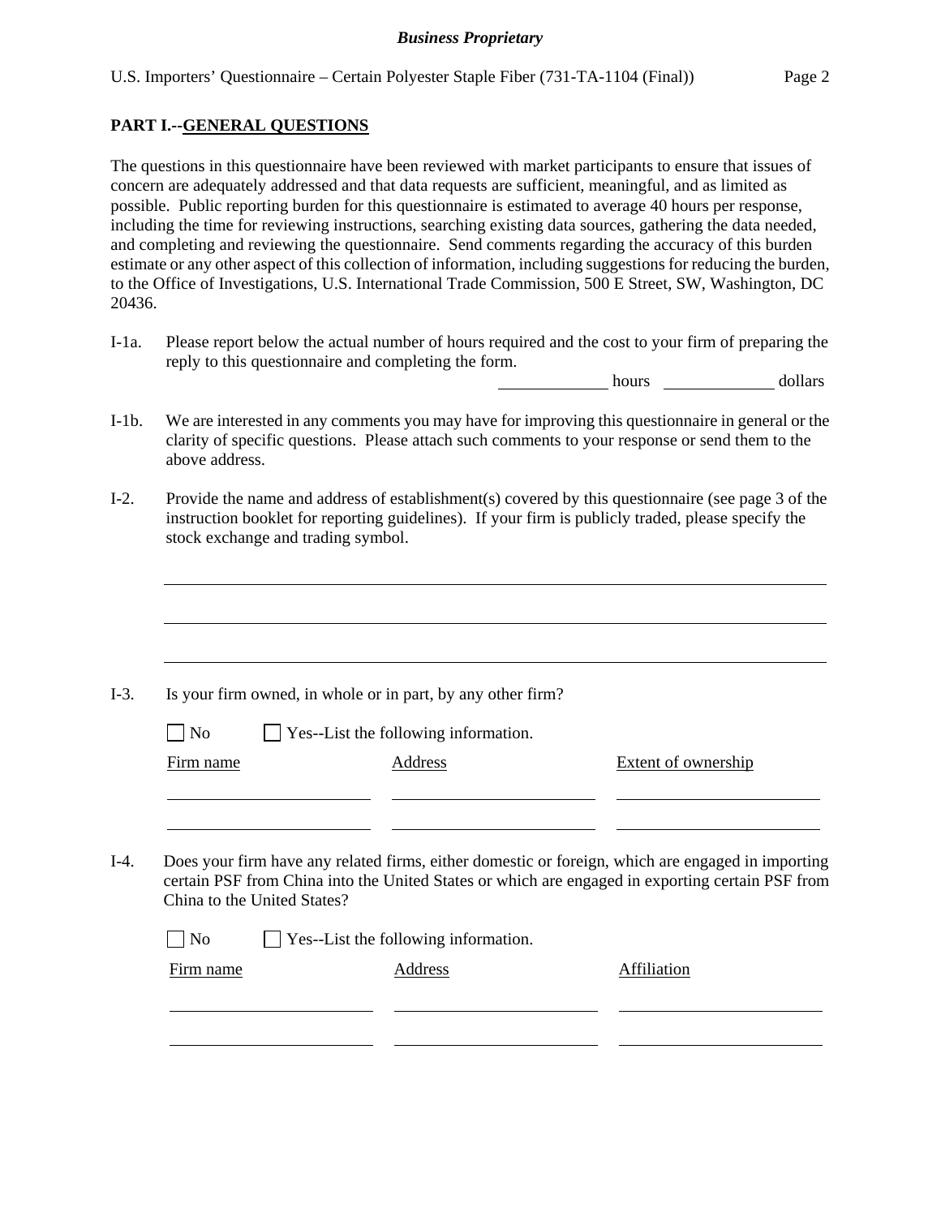## PART I.--GENERAL QUESTIONS

The questions in this questionnaire have been reviewed with market participants to ensure that issues of concern are adequately addressed and that data requests are sufficient, meaningful, and as limited as possible. Public reporting burden for this questionnaire is estimated to average 40 hours per response, including the time for reviewing instructions, searching existing data sources, gathering the data needed, and completing and reviewing the questionnaire. Send comments regarding the accuracy of this burden estimate or any other aspect of this collection of information, including suggestions for reducing the burden, to the Office of Investigations, U.S. International Trade Commission, 500 E Street, SW, Washington, DC 20436.

I-1a. Please report below the actual number of hours required and the cost to your firm of preparing the reply to this questionnaire and completing the form.

____________ hours ____________ dollars

I-1b. We are interested in any comments you may have for improving this questionnaire in general or the clarity of specific questions. Please attach such comments to your response or send them to the above address.

I-2. Provide the name and address of establishment(s) covered by this questionnaire (see page 3 of the instruction booklet for reporting guidelines). If your firm is publicly traded, please specify the stock exchange and trading symbol.

______________________________________________________________________

______________________________________________________________________

______________________________________________________________________

I-3. Is your firm owned, in whole or in part, by any other firm?

☐ No ☐ Yes--List the following information.

| Firm name | Address | Extent of ownership |
|---|---|---|
| | | |
| | | |

I-4. Does your firm have any related firms, either domestic or foreign, which are engaged in importing certain PSF from China into the United States or which are engaged in exporting certain PSF from China to the United States?

☐ No ☐ Yes--List the following information.

| Firm name | Address | Affiliation |
|---|---|---|
| | | |
| | | |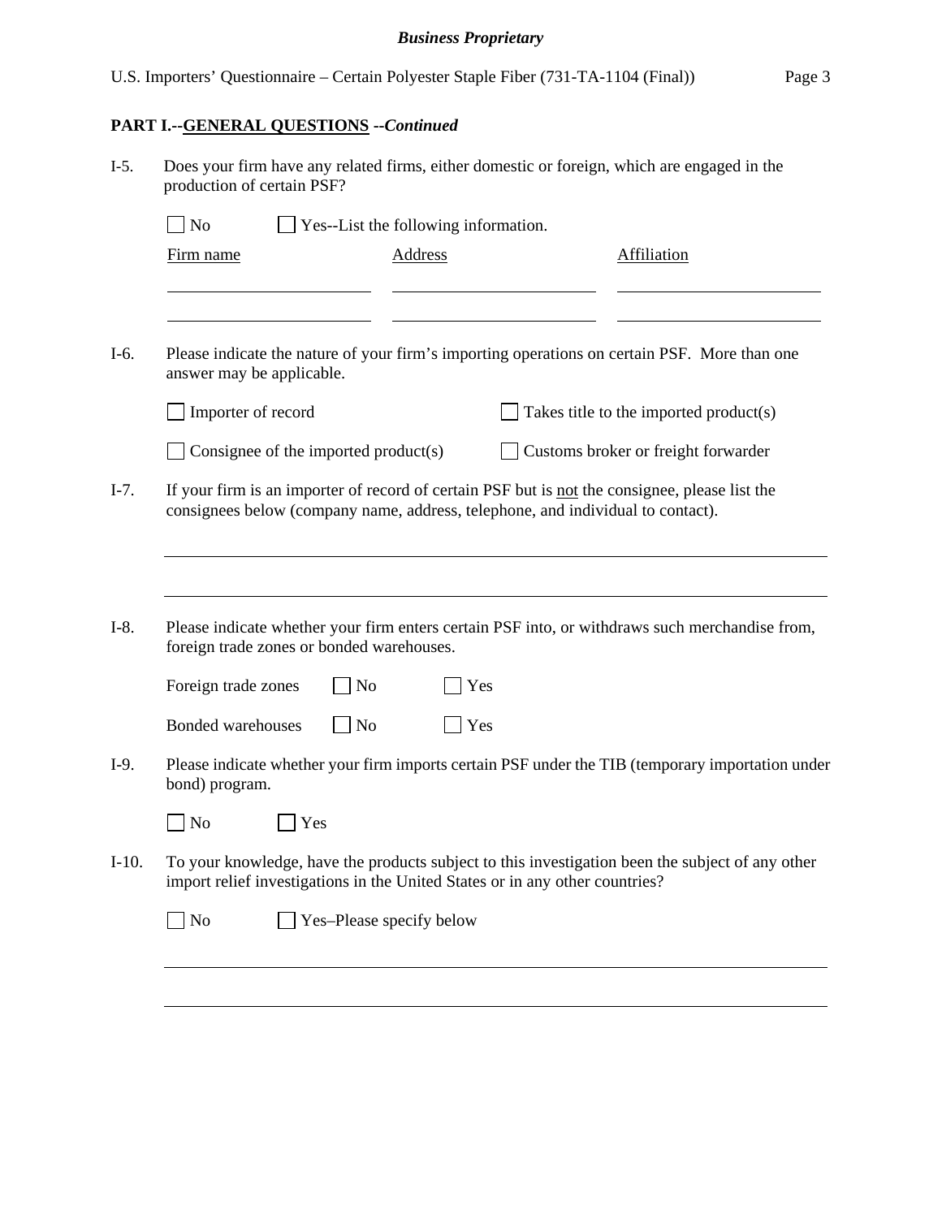## PART I.--GENERAL QUESTIONS --*Continued*

I-5. Does your firm have any related firms, either domestic or foreign, which are engaged in the production of certain PSF?

☐ No ☐ Yes--List the following information.

| Firm name | Address | Affiliation |
|---|---|---|
| | | |
| | | |

I-6. Please indicate the nature of your firm's importing operations on certain PSF. More than one answer may be applicable.

☐ Importer of record ☐ Takes title to the imported product(s)

☐ Consignee of the imported product(s) ☐ Customs broker or freight forwarder

I-7. If your firm is an importer of record of certain PSF but is not the consignee, please list the consignees below (company name, address, telephone, and individual to contact).

______________________________________________________________________

______________________________________________________________________

I-8. Please indicate whether your firm enters certain PSF into, or withdraws such merchandise from, foreign trade zones or bonded warehouses.

Foreign trade zones ☐ No ☐ Yes

Bonded warehouses ☐ No ☐ Yes

I-9. Please indicate whether your firm imports certain PSF under the TIB (temporary importation under bond) program.

☐ No ☐ Yes

I-10. To your knowledge, have the products subject to this investigation been the subject of any other import relief investigations in the United States or in any other countries?

☐ No ☐ Yes–Please specify below

______________________________________________________________________

______________________________________________________________________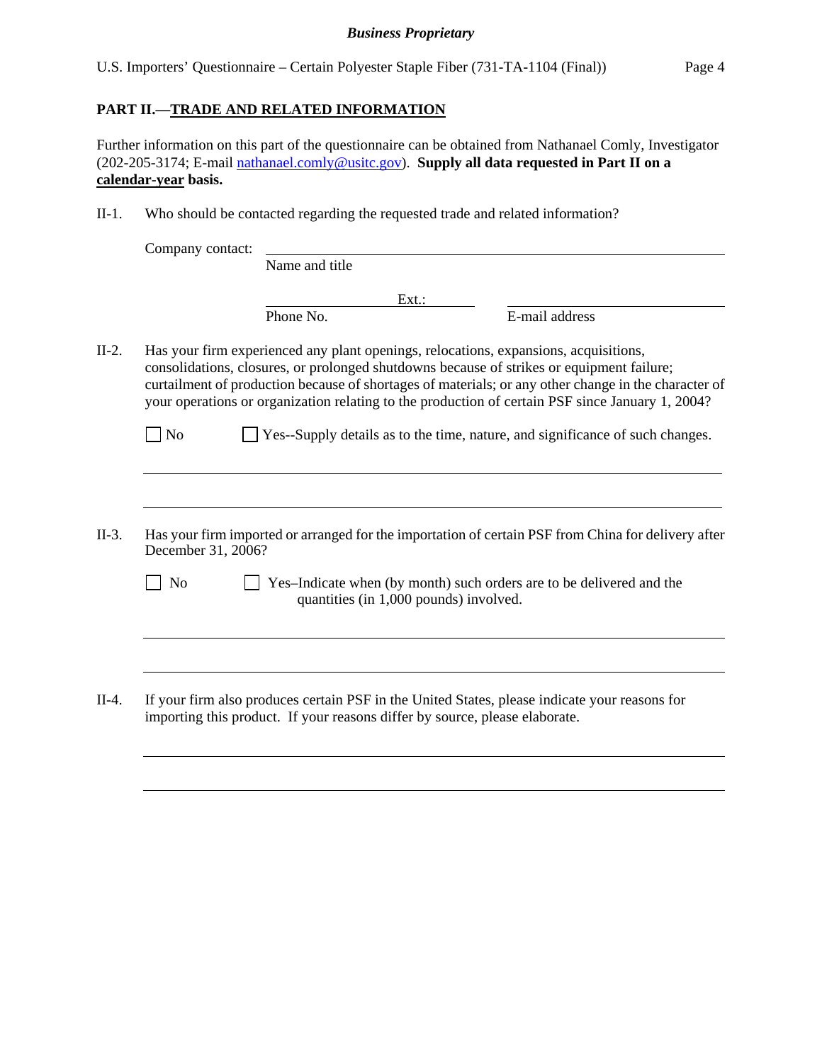## PART II.—TRADE AND RELATED INFORMATION

Further information on this part of the questionnaire can be obtained from Nathanael Comly, Investigator (202-205-3174; E-mail nathanael.comly@usitc.gov). **Supply all data requested in Part II on a calendar-year basis.**

II-1. Who should be contacted regarding the requested trade and related information?

Company contact: ______________________________
Name and title

______________ Ext.: ________ ______________________
Phone No. E-mail address

II-2. Has your firm experienced any plant openings, relocations, expansions, acquisitions, consolidations, closures, or prolonged shutdowns because of strikes or equipment failure; curtailment of production because of shortages of materials; or any other change in the character of your operations or organization relating to the production of certain PSF since January 1, 2004?

☐ No ☐ Yes--Supply details as to the time, nature, and significance of such changes.

______________________________________________________________________

______________________________________________________________________

II-3. Has your firm imported or arranged for the importation of certain PSF from China for delivery after December 31, 2006?

☐ No ☐ Yes–Indicate when (by month) such orders are to be delivered and the quantities (in 1,000 pounds) involved.

______________________________________________________________________

______________________________________________________________________

II-4. If your firm also produces certain PSF in the United States, please indicate your reasons for importing this product. If your reasons differ by source, please elaborate.

______________________________________________________________________

______________________________________________________________________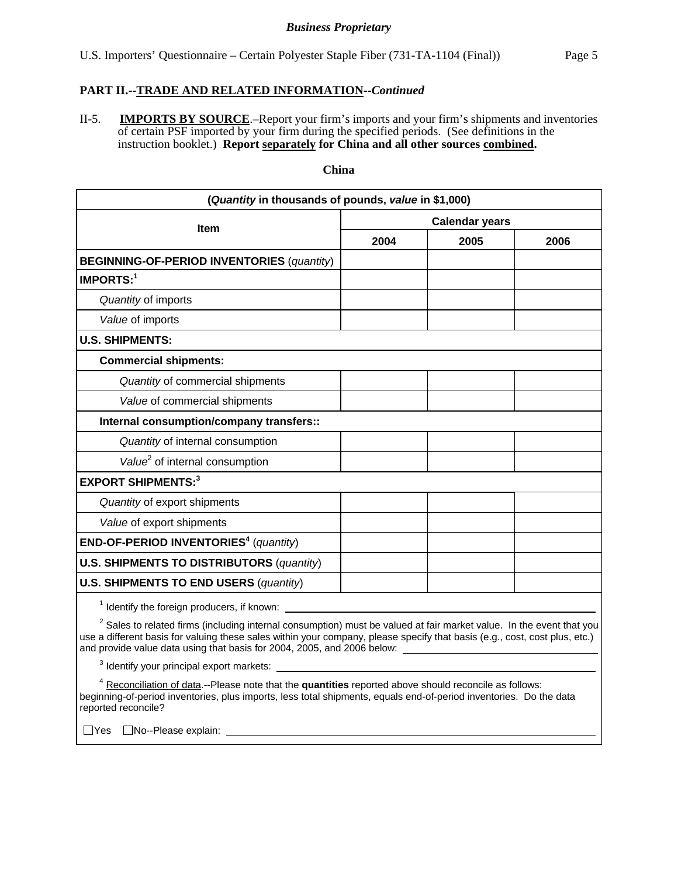*Business Proprietary*

## PART II.--TRADE AND RELATED INFORMATION--*Continued*

II-5. **IMPORTS BY SOURCE**.–Report your firm's imports and your firm's shipments and inventories of certain PSF imported by your firm during the specified periods. (See definitions in the instruction booklet.) **Report separately for China and all other sources combined.**

**China**

| (*Quantity* in thousands of pounds, *value* in $1,000) | | | |
|---|---|---|---|
| **Item** | **Calendar years** | | |
| | **2004** | **2005** | **2006** |
| **BEGINNING-OF-PERIOD INVENTORIES** (*quantity*) | | | |
| **IMPORTS:**[1] | | | |
| *Quantity* of imports | | | |
| *Value* of imports | | | |
| **U.S. SHIPMENTS:** | | | |
| **Commercial shipments:** | | | |
| *Quantity* of commercial shipments | | | |
| *Value* of commercial shipments | | | |
| **Internal consumption/company transfers::** | | | |
| *Quantity* of internal consumption | | | |
| *Value*[2] of internal consumption | | | |
| **EXPORT SHIPMENTS:**[3] | | | |
| *Quantity* of export shipments | | | |
| *Value* of export shipments | | | |
| **END-OF-PERIOD INVENTORIES**[4] (*quantity*) | | | |
| **U.S. SHIPMENTS TO DISTRIBUTORS** (*quantity*) | | | |
| **U.S. SHIPMENTS TO END USERS** (*quantity*) | | | |

[1] Identify the foreign producers, if known: \_\_\_\_\_\_\_\_\_\_

[2] Sales to related firms (including internal consumption) must be valued at fair market value. In the event that you use a different basis for valuing these sales within your company, please specify that basis (e.g., cost, cost plus, etc.) and provide value data using that basis for 2004, 2005, and 2006 below: \_\_\_\_\_\_\_\_\_\_

[3] Identify your principal export markets: \_\_\_\_\_\_\_\_\_\_

[4] Reconciliation of data.--Please note that the **quantities** reported above should reconcile as follows: beginning-of-period inventories, plus imports, less total shipments, equals end-of-period inventories. Do the data reported reconcile?

☐ Yes ☐ No--Please explain: \_\_\_\_\_\_\_\_\_\_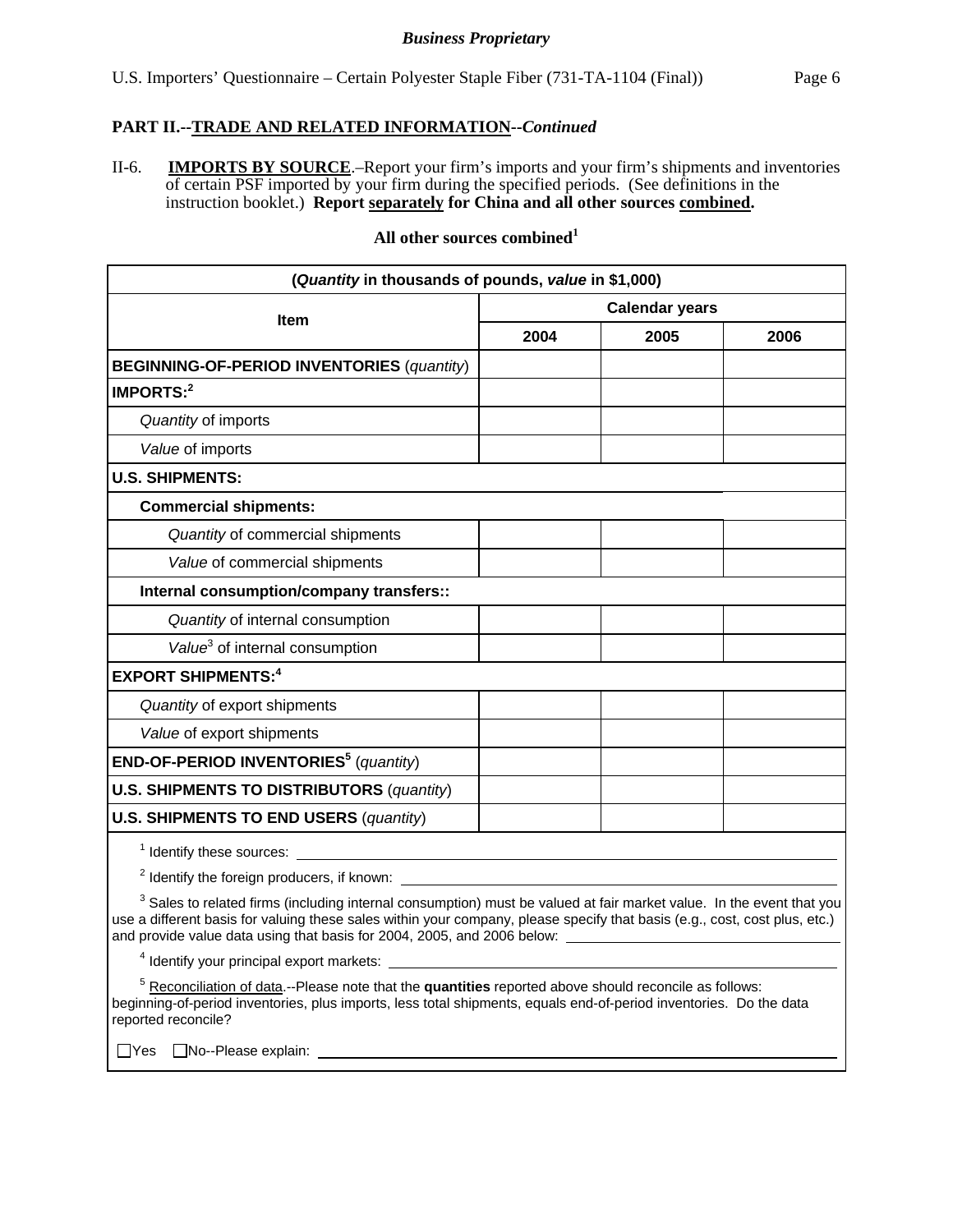*Business Proprietary*

## PART II.--TRADE AND RELATED INFORMATION--*Continued*

II-6. **IMPORTS BY SOURCE**.–Report your firm's imports and your firm's shipments and inventories of certain PSF imported by your firm during the specified periods. (See definitions in the instruction booklet.) **Report separately for China and all other sources combined.**

**All other sources combined[1]**

| (*Quantity* in thousands of pounds, *value* in $1,000) | | | |
|---|---|---|---|
| **Item** | **Calendar years** | | |
| | **2004** | **2005** | **2006** |
| **BEGINNING-OF-PERIOD INVENTORIES** (*quantity*) | | | |
| **IMPORTS:[2]** | | | |
| *Quantity* of imports | | | |
| *Value* of imports | | | |
| **U.S. SHIPMENTS:** | | | |
| **Commercial shipments:** | | | |
| *Quantity* of commercial shipments | | | |
| *Value* of commercial shipments | | | |
| **Internal consumption/company transfers::** | | | |
| *Quantity* of internal consumption | | | |
| *Value*[3] of internal consumption | | | |
| **EXPORT SHIPMENTS:[4]** | | | |
| *Quantity* of export shipments | | | |
| *Value* of export shipments | | | |
| **END-OF-PERIOD INVENTORIES[5]** (*quantity*) | | | |
| **U.S. SHIPMENTS TO DISTRIBUTORS** (*quantity*) | | | |
| **U.S. SHIPMENTS TO END USERS** (*quantity*) | | | |

[1] Identify these sources: \_\_\_\_\_\_\_\_\_\_\_\_\_\_\_\_\_\_\_\_

[2] Identify the foreign producers, if known: \_\_\_\_\_\_\_\_\_\_\_\_\_\_\_\_\_\_\_\_

[3] Sales to related firms (including internal consumption) must be valued at fair market value. In the event that you use a different basis for valuing these sales within your company, please specify that basis (e.g., cost, cost plus, etc.) and provide value data using that basis for 2004, 2005, and 2006 below: \_\_\_\_\_\_\_\_\_\_\_\_\_\_\_\_\_\_\_\_

[4] Identify your principal export markets: \_\_\_\_\_\_\_\_\_\_\_\_\_\_\_\_\_\_\_\_

[5] Reconciliation of data.--Please note that the **quantities** reported above should reconcile as follows: beginning-of-period inventories, plus imports, less total shipments, equals end-of-period inventories. Do the data reported reconcile?

☐ Yes ☐ No--Please explain: \_\_\_\_\_\_\_\_\_\_\_\_\_\_\_\_\_\_\_\_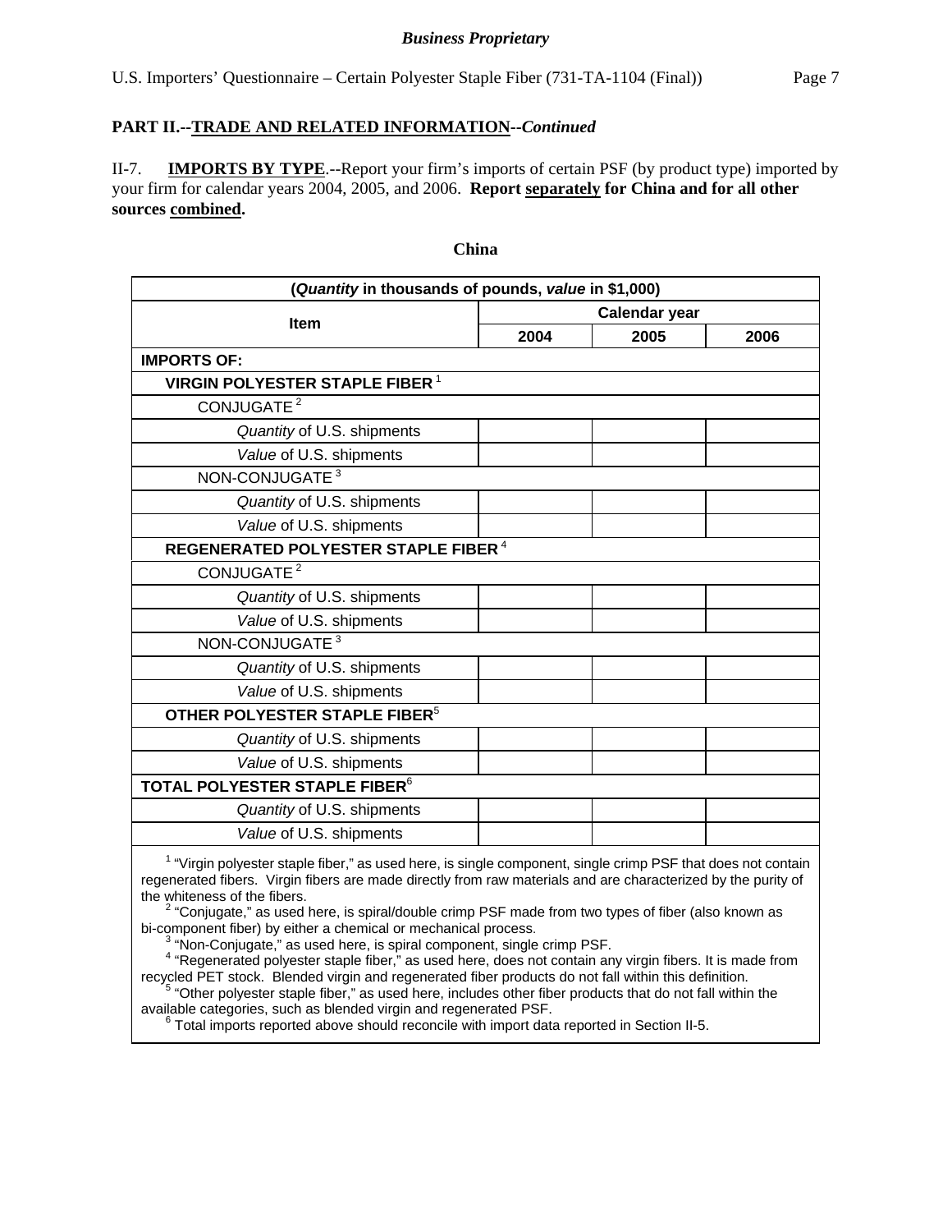**Business Proprietary**

## PART II.--TRADE AND RELATED INFORMATION--*Continued*

II-7. **IMPORTS BY TYPE**.--Report your firm's imports of certain PSF (by product type) imported by your firm for calendar years 2004, 2005, and 2006. **Report separately for China and for all other sources combined.**

**China**

| (*Quantity* in thousands of pounds, *value* in $1,000) | | | |
|---|---|---|---|
| Item | Calendar year | | |
| | 2004 | 2005 | 2006 |
| **IMPORTS OF:** | | | |
| **VIRGIN POLYESTER STAPLE FIBER** [1] | | | |
| CONJUGATE [2] | | | |
| *Quantity* of U.S. shipments | | | |
| *Value* of U.S. shipments | | | |
| NON-CONJUGATE [3] | | | |
| *Quantity* of U.S. shipments | | | |
| *Value* of U.S. shipments | | | |
| **REGENERATED POLYESTER STAPLE FIBER** [4] | | | |
| CONJUGATE [2] | | | |
| *Quantity* of U.S. shipments | | | |
| *Value* of U.S. shipments | | | |
| NON-CONJUGATE [3] | | | |
| *Quantity* of U.S. shipments | | | |
| *Value* of U.S. shipments | | | |
| **OTHER POLYESTER STAPLE FIBER** [5] | | | |
| *Quantity* of U.S. shipments | | | |
| *Value* of U.S. shipments | | | |
| **TOTAL POLYESTER STAPLE FIBER** [6] | | | |
| *Quantity* of U.S. shipments | | | |
| *Value* of U.S. shipments | | | |

[1] "Virgin polyester staple fiber," as used here, is single component, single crimp PSF that does not contain regenerated fibers. Virgin fibers are made directly from raw materials and are characterized by the purity of the whiteness of the fibers.

[2] "Conjugate," as used here, is spiral/double crimp PSF made from two types of fiber (also known as bi-component fiber) by either a chemical or mechanical process.

[3] "Non-Conjugate," as used here, is spiral component, single crimp PSF.

[4] "Regenerated polyester staple fiber," as used here, does not contain any virgin fibers. It is made from recycled PET stock. Blended virgin and regenerated fiber products do not fall within this definition.

[5] "Other polyester staple fiber," as used here, includes other fiber products that do not fall within the available categories, such as blended virgin and regenerated PSF.

[6] Total imports reported above should reconcile with import data reported in Section II-5.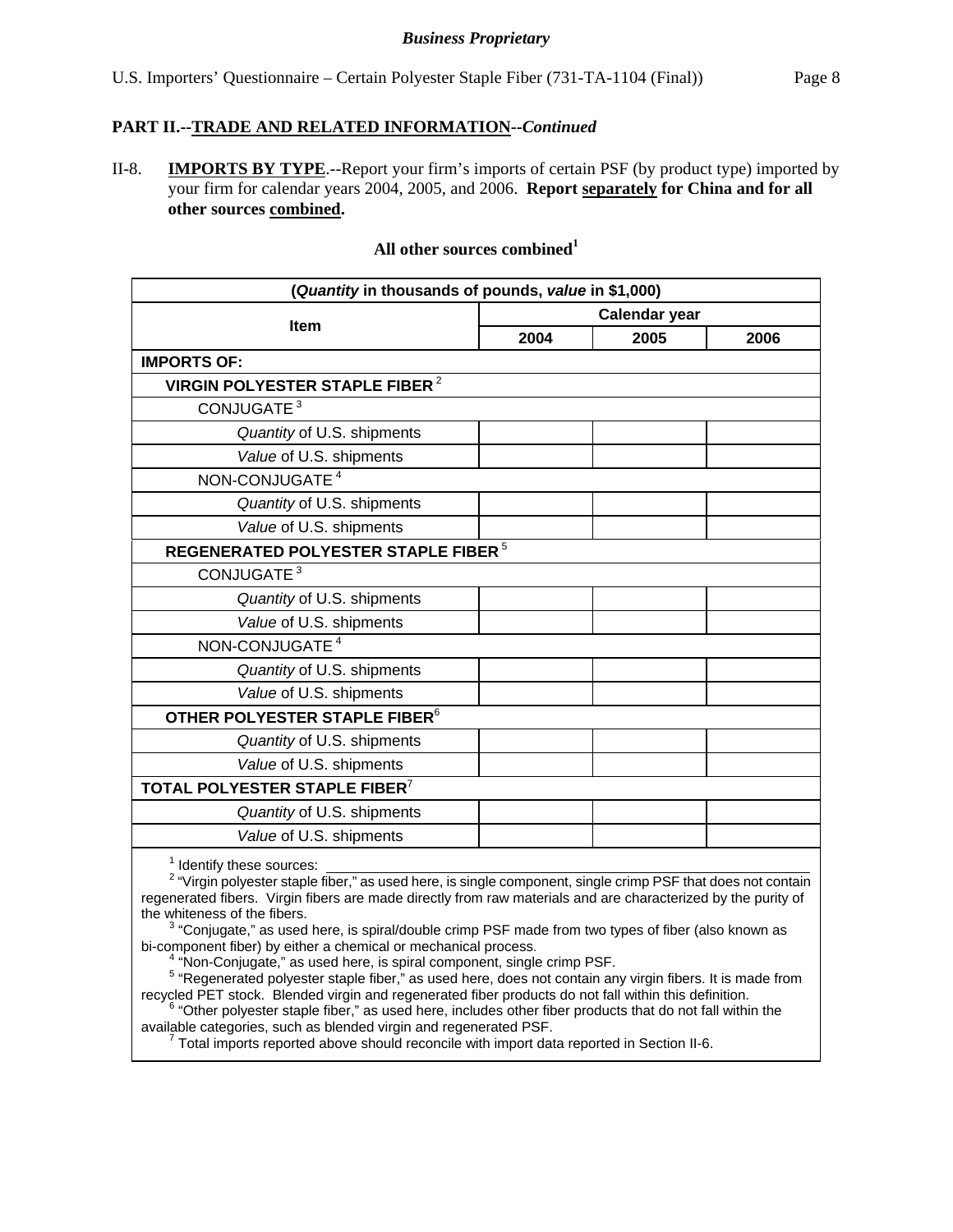**Business Proprietary**

U.S. Importers' Questionnaire – Certain Polyester Staple Fiber (731-TA-1104 (Final))

## PART II.--TRADE AND RELATED INFORMATION--*Continued*

II-8. **IMPORTS BY TYPE**.--Report your firm's imports of certain PSF (by product type) imported by your firm for calendar years 2004, 2005, and 2006. **Report separately for China and for all other sources combined.**

**All other sources combined[1]**

| (*Quantity* in thousands of pounds, *value* in $1,000) | | | |
|---|---|---|---|
| **Item** | **Calendar year** | | |
| | **2004** | **2005** | **2006** |
| **IMPORTS OF:** | | | |
| **VIRGIN POLYESTER STAPLE FIBER [2]** | | | |
| CONJUGATE [3] | | | |
| *Quantity* of U.S. shipments | | | |
| *Value* of U.S. shipments | | | |
| NON-CONJUGATE [4] | | | |
| *Quantity* of U.S. shipments | | | |
| *Value* of U.S. shipments | | | |
| **REGENERATED POLYESTER STAPLE FIBER [5]** | | | |
| CONJUGATE [3] | | | |
| *Quantity* of U.S. shipments | | | |
| *Value* of U.S. shipments | | | |
| NON-CONJUGATE [4] | | | |
| *Quantity* of U.S. shipments | | | |
| *Value* of U.S. shipments | | | |
| **OTHER POLYESTER STAPLE FIBER[6]** | | | |
| *Quantity* of U.S. shipments | | | |
| *Value* of U.S. shipments | | | |
| **TOTAL POLYESTER STAPLE FIBER[7]** | | | |
| *Quantity* of U.S. shipments | | | |
| *Value* of U.S. shipments | | | |

[1] Identify these sources: ____________________

[2] "Virgin polyester staple fiber," as used here, is single component, single crimp PSF that does not contain regenerated fibers. Virgin fibers are made directly from raw materials and are characterized by the purity of the whiteness of the fibers.

[3] "Conjugate," as used here, is spiral/double crimp PSF made from two types of fiber (also known as bi-component fiber) by either a chemical or mechanical process.

[4] "Non-Conjugate," as used here, is spiral component, single crimp PSF.

[5] "Regenerated polyester staple fiber," as used here, does not contain any virgin fibers. It is made from recycled PET stock. Blended virgin and regenerated fiber products do not fall within this definition.

[6] "Other polyester staple fiber," as used here, includes other fiber products that do not fall within the available categories, such as blended virgin and regenerated PSF.

[7] Total imports reported above should reconcile with import data reported in Section II-6.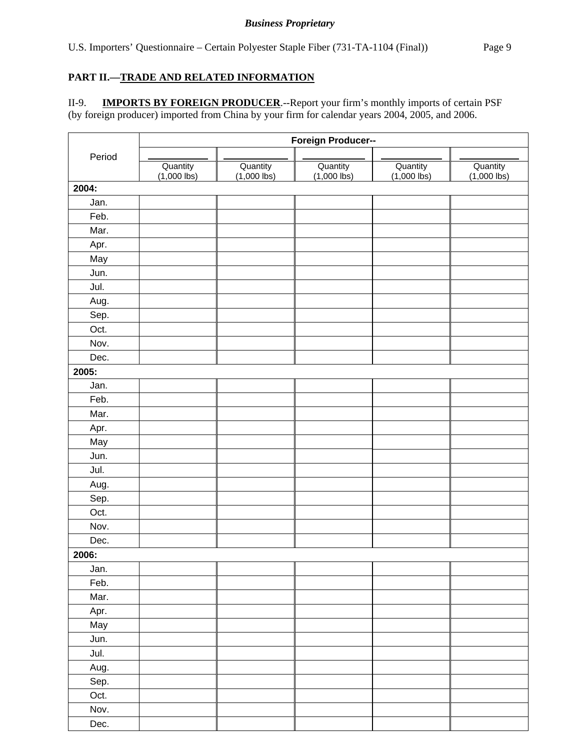*Business Proprietary*

## PART II.—TRADE AND RELATED INFORMATION

II-9. **IMPORTS BY FOREIGN PRODUCER**.--Report your firm's monthly imports of certain PSF (by foreign producer) imported from China by your firm for calendar years 2004, 2005, and 2006.

| Period | Foreign Producer-- | | | | |
|---|---|---|---|---|---|
| | ___________ | ___________ | ___________ | ___________ | ___________ |
| | Quantity (1,000 lbs) | Quantity (1,000 lbs) | Quantity (1,000 lbs) | Quantity (1,000 lbs) | Quantity (1,000 lbs) |
| **2004:** | | | | | |
| Jan. | | | | | |
| Feb. | | | | | |
| Mar. | | | | | |
| Apr. | | | | | |
| May | | | | | |
| Jun. | | | | | |
| Jul. | | | | | |
| Aug. | | | | | |
| Sep. | | | | | |
| Oct. | | | | | |
| Nov. | | | | | |
| Dec. | | | | | |
| **2005:** | | | | | |
| Jan. | | | | | |
| Feb. | | | | | |
| Mar. | | | | | |
| Apr. | | | | | |
| May | | | | | |
| Jun. | | | | | |
| Jul. | | | | | |
| Aug. | | | | | |
| Sep. | | | | | |
| Oct. | | | | | |
| Nov. | | | | | |
| Dec. | | | | | |
| **2006:** | | | | | |
| Jan. | | | | | |
| Feb. | | | | | |
| Mar. | | | | | |
| Apr. | | | | | |
| May | | | | | |
| Jun. | | | | | |
| Jul. | | | | | |
| Aug. | | | | | |
| Sep. | | | | | |
| Oct. | | | | | |
| Nov. | | | | | |
| Dec. | | | | | |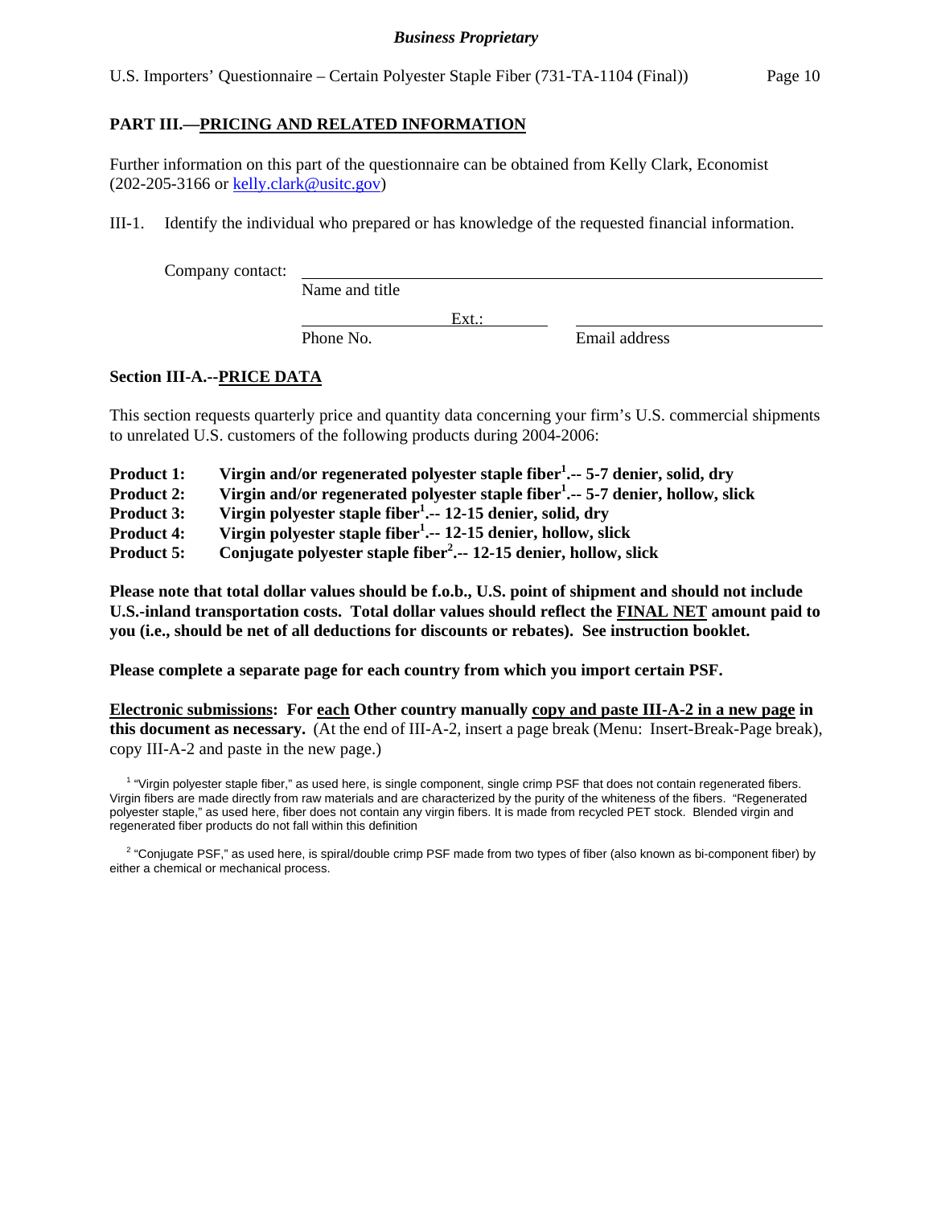## PART III.—PRICING AND RELATED INFORMATION

Further information on this part of the questionnaire can be obtained from Kelly Clark, Economist (202-205-3166 or kelly.clark@usitc.gov)

III-1. Identify the individual who prepared or has knowledge of the requested financial information.

Company contact: ______________________________________________
Name and title

______________ Ext.: ________ ______________________________
Phone No. Email address

### Section III-A.--PRICE DATA

This section requests quarterly price and quantity data concerning your firm's U.S. commercial shipments to unrelated U.S. customers of the following products during 2004-2006:

**Product 1: Virgin and/or regenerated polyester staple fiber[1].-- 5-7 denier, solid, dry**
**Product 2: Virgin and/or regenerated polyester staple fiber[1].-- 5-7 denier, hollow, slick**
**Product 3: Virgin polyester staple fiber[1].-- 12-15 denier, solid, dry**
**Product 4: Virgin polyester staple fiber[1].-- 12-15 denier, hollow, slick**
**Product 5: Conjugate polyester staple fiber[2].-- 12-15 denier, hollow, slick**

**Please note that total dollar values should be f.o.b., U.S. point of shipment and should not include U.S.-inland transportation costs. Total dollar values should reflect the FINAL NET amount paid to you (i.e., should be net of all deductions for discounts or rebates). See instruction booklet.**

**Please complete a separate page for each country from which you import certain PSF.**

**Electronic submissions: For each Other country manually copy and paste III-A-2 in a new page in this document as necessary.** (At the end of III-A-2, insert a page break (Menu: Insert-Break-Page break), copy III-A-2 and paste in the new page.)

[1] "Virgin polyester staple fiber," as used here, is single component, single crimp PSF that does not contain regenerated fibers. Virgin fibers are made directly from raw materials and are characterized by the purity of the whiteness of the fibers. "Regenerated polyester staple," as used here, fiber does not contain any virgin fibers. It is made from recycled PET stock. Blended virgin and regenerated fiber products do not fall within this definition

[2] "Conjugate PSF," as used here, is spiral/double crimp PSF made from two types of fiber (also known as bi-component fiber) by either a chemical or mechanical process.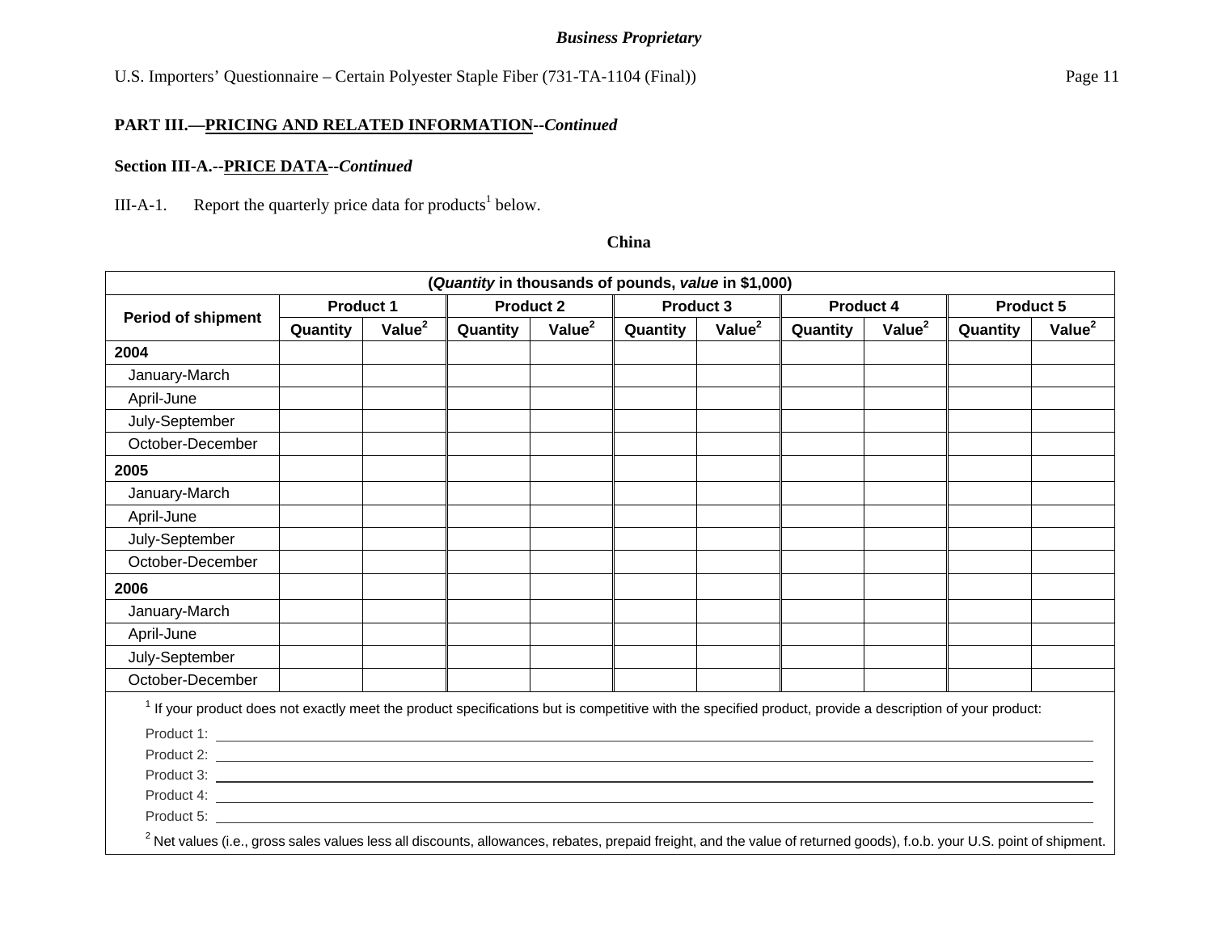**PART III.—PRICING AND RELATED INFORMATION--*Continued***

**Section III-A.--PRICE DATA--*Continued***

III-A-1. Report the quarterly price data for products[1] below.

**China**

| (*Quantity* in thousands of pounds, *value* in $1,000) | | | | | | | | | | |
|---|---|---|---|---|---|---|---|---|---|---|
| Period of shipment | Product 1 | | Product 2 | | Product 3 | | Product 4 | | Product 5 | |
| | Quantity | Value[2] | Quantity | Value[2] | Quantity | Value[2] | Quantity | Value[2] | Quantity | Value[2] |
| **2004** | | | | | | | | | | |
| January-March | | | | | | | | | | |
| April-June | | | | | | | | | | |
| July-September | | | | | | | | | | |
| October-December | | | | | | | | | | |
| **2005** | | | | | | | | | | |
| January-March | | | | | | | | | | |
| April-June | | | | | | | | | | |
| July-September | | | | | | | | | | |
| October-December | | | | | | | | | | |
| **2006** | | | | | | | | | | |
| January-March | | | | | | | | | | |
| April-June | | | | | | | | | | |
| July-September | | | | | | | | | | |
| October-December | | | | | | | | | | |

[1] If your product does not exactly meet the product specifications but is competitive with the specified product, provide a description of your product:

Product 1: ______________________________

Product 2: ______________________________

Product 3: ______________________________

Product 4: ______________________________

Product 5: ______________________________

[2] Net values (i.e., gross sales values less all discounts, allowances, rebates, prepaid freight, and the value of returned goods), f.o.b. your U.S. point of shipment.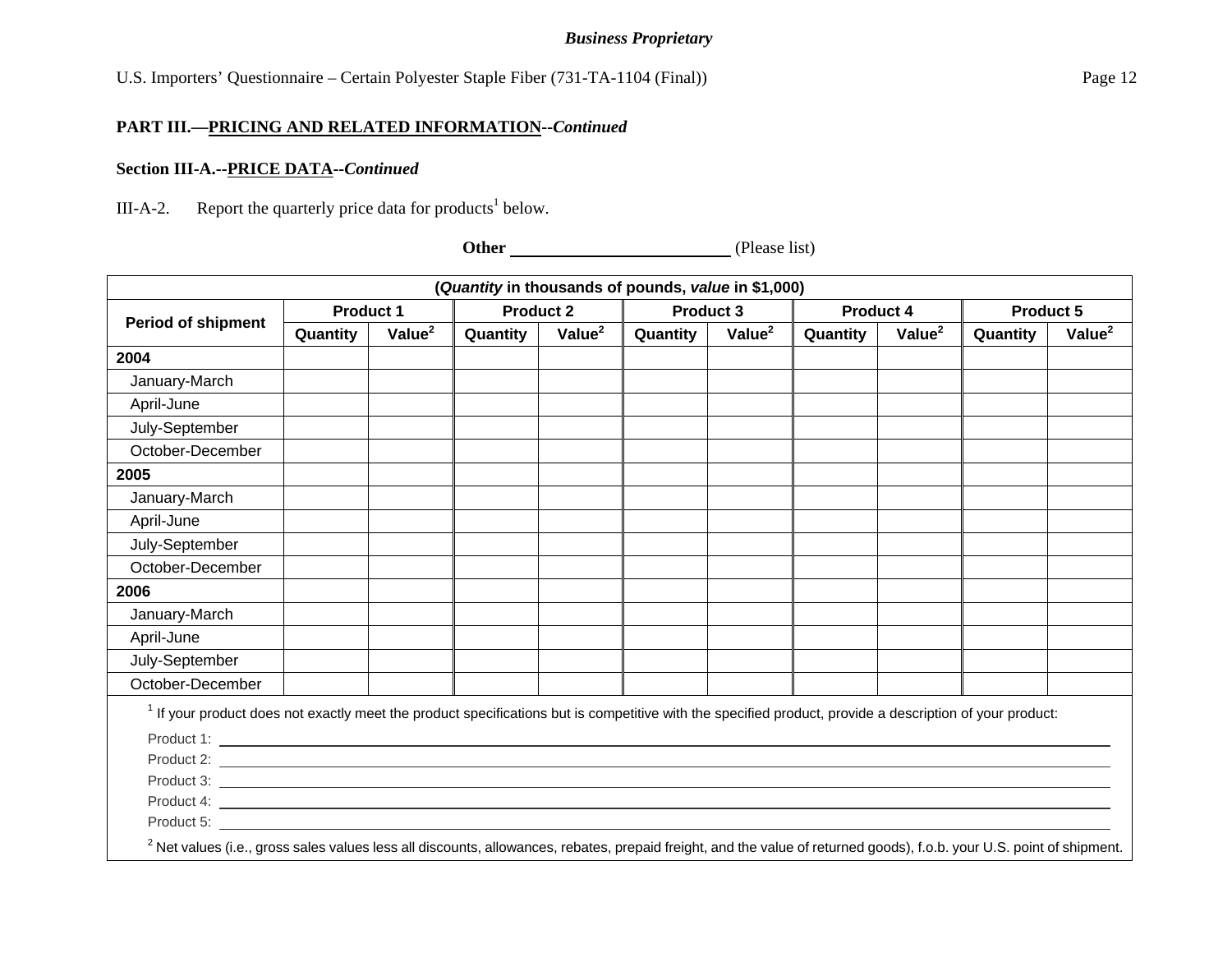*Business Proprietary*

U.S. Importers' Questionnaire – Certain Polyester Staple Fiber (731-TA-1104 (Final))

**PART III.—PRICING AND RELATED INFORMATION--*Continued***

**Section III-A.--PRICE DATA--*Continued***

III-A-2. Report the quarterly price data for products[1] below.

**Other** \_\_\_\_\_\_\_\_\_\_\_\_\_\_\_\_\_\_\_\_\_\_\_\_\_\_ (Please list)

(*Quantity* in thousands of pounds, *value* in $1,000)

| Period of shipment | Product 1 | | Product 2 | | Product 3 | | Product 4 | | Product 5 | |
|---|---|---|---|---|---|---|---|---|---|---|
| | Quantity | Value[2] | Quantity | Value[2] | Quantity | Value[2] | Quantity | Value[2] | Quantity | Value[2] |
| **2004** | | | | | | | | | | |
| January-March | | | | | | | | | | |
| April-June | | | | | | | | | | |
| July-September | | | | | | | | | | |
| October-December | | | | | | | | | | |
| **2005** | | | | | | | | | | |
| January-March | | | | | | | | | | |
| April-June | | | | | | | | | | |
| July-September | | | | | | | | | | |
| October-December | | | | | | | | | | |
| **2006** | | | | | | | | | | |
| January-March | | | | | | | | | | |
| April-June | | | | | | | | | | |
| July-September | | | | | | | | | | |
| October-December | | | | | | | | | | |

[1] If your product does not exactly meet the product specifications but is competitive with the specified product, provide a description of your product:

Product 1: \_\_\_\_\_\_\_\_\_\_\_\_\_\_\_\_\_\_\_\_\_\_\_\_\_\_\_\_\_\_\_\_\_\_\_\_\_\_\_\_

Product 2: \_\_\_\_\_\_\_\_\_\_\_\_\_\_\_\_\_\_\_\_\_\_\_\_\_\_\_\_\_\_\_\_\_\_\_\_\_\_\_\_

Product 3: \_\_\_\_\_\_\_\_\_\_\_\_\_\_\_\_\_\_\_\_\_\_\_\_\_\_\_\_\_\_\_\_\_\_\_\_\_\_\_\_

Product 4: \_\_\_\_\_\_\_\_\_\_\_\_\_\_\_\_\_\_\_\_\_\_\_\_\_\_\_\_\_\_\_\_\_\_\_\_\_\_\_\_

Product 5: \_\_\_\_\_\_\_\_\_\_\_\_\_\_\_\_\_\_\_\_\_\_\_\_\_\_\_\_\_\_\_\_\_\_\_\_\_\_\_\_

[2] Net values (i.e., gross sales values less all discounts, allowances, rebates, prepaid freight, and the value of returned goods), f.o.b. your U.S. point of shipment.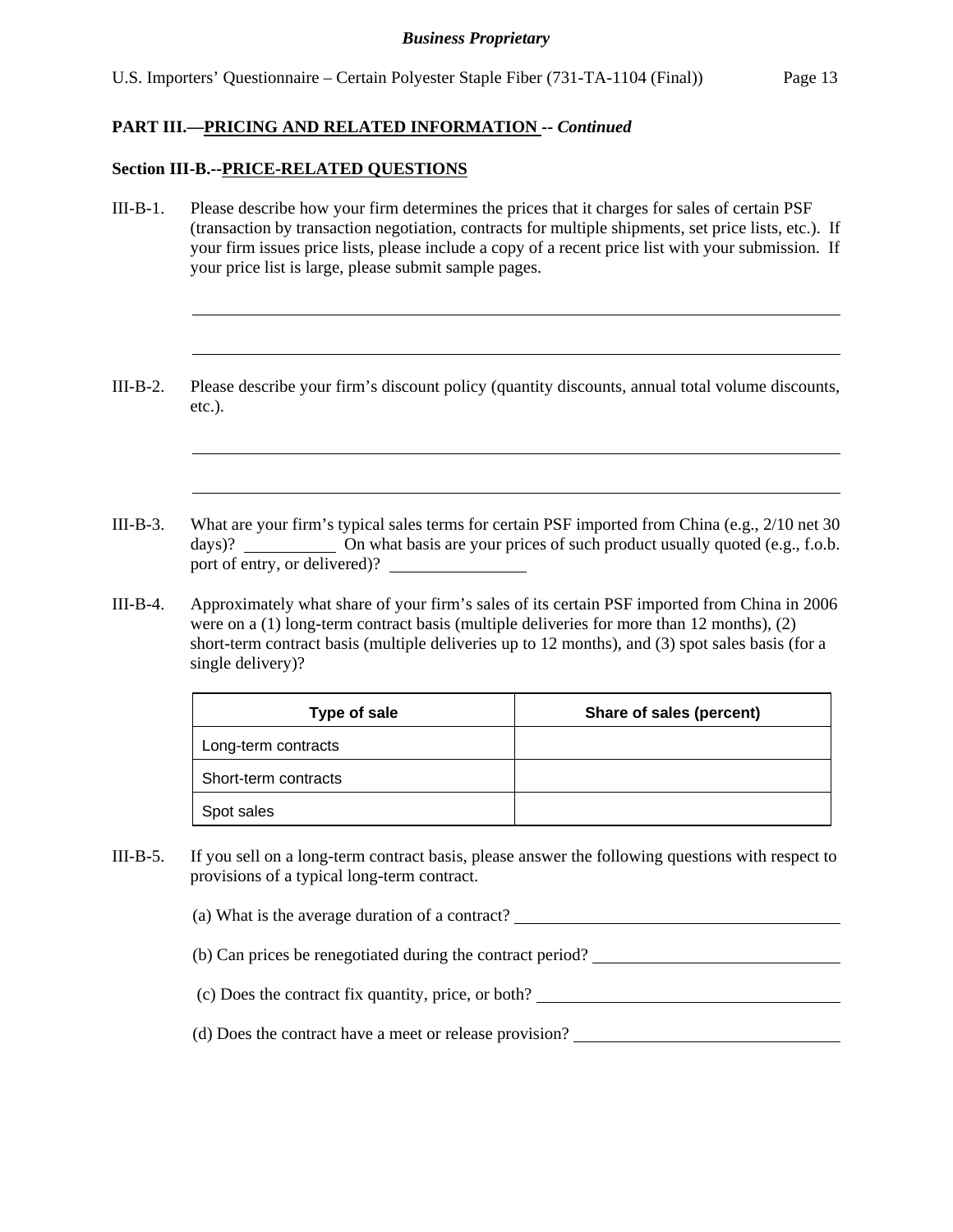## PART III.—PRICING AND RELATED INFORMATION -- *Continued*

### Section III-B.--PRICE-RELATED QUESTIONS

III-B-1. Please describe how your firm determines the prices that it charges for sales of certain PSF (transaction by transaction negotiation, contracts for multiple shipments, set price lists, etc.). If your firm issues price lists, please include a copy of a recent price list with your submission. If your price list is large, please submit sample pages.

______________________________________________________________________

______________________________________________________________________

III-B-2. Please describe your firm's discount policy (quantity discounts, annual total volume discounts, etc.).

______________________________________________________________________

______________________________________________________________________

III-B-3. What are your firm's typical sales terms for certain PSF imported from China (e.g., 2/10 net 30 days)? __________ On what basis are your prices of such product usually quoted (e.g., f.o.b. port of entry, or delivered)? ______________

III-B-4. Approximately what share of your firm's sales of its certain PSF imported from China in 2006 were on a (1) long-term contract basis (multiple deliveries for more than 12 months), (2) short-term contract basis (multiple deliveries up to 12 months), and (3) spot sales basis (for a single delivery)?

| Type of sale | Share of sales (percent) |
|---|---|
| Long-term contracts | |
| Short-term contracts | |
| Spot sales | |

III-B-5. If you sell on a long-term contract basis, please answer the following questions with respect to provisions of a typical long-term contract.

(a) What is the average duration of a contract? ______________________

(b) Can prices be renegotiated during the contract period? ______________________

(c) Does the contract fix quantity, price, or both? ______________________

(d) Does the contract have a meet or release provision? ______________________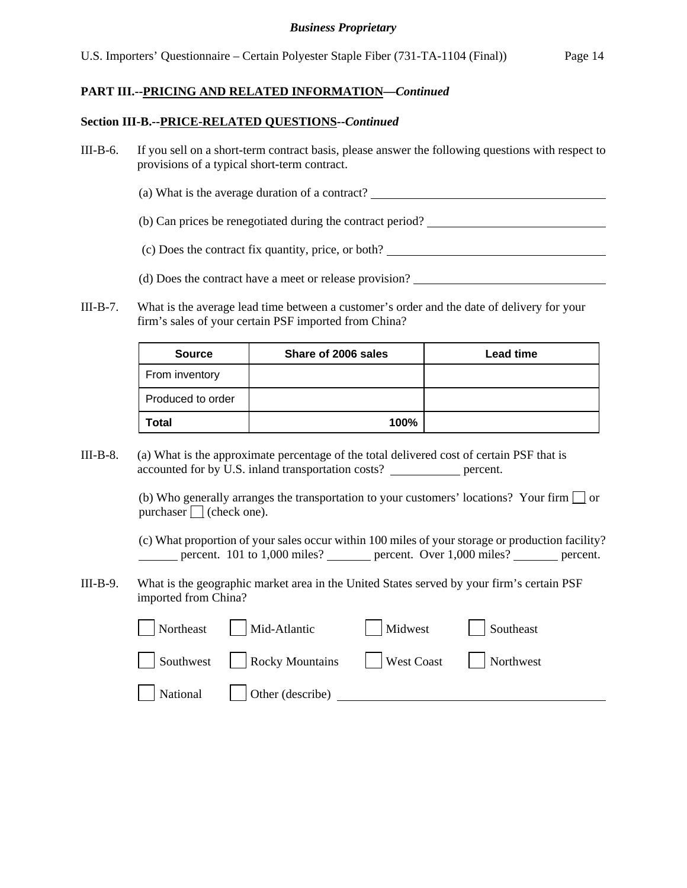**PART III.--PRICING AND RELATED INFORMATION—*Continued***

**Section III-B.--PRICE-RELATED QUESTIONS--*Continued***

III-B-6. If you sell on a short-term contract basis, please answer the following questions with respect to provisions of a typical short-term contract.

(a) What is the average duration of a contract? ______________________

(b) Can prices be renegotiated during the contract period? ______________________

(c) Does the contract fix quantity, price, or both? ______________________

(d) Does the contract have a meet or release provision? ______________________

III-B-7. What is the average lead time between a customer's order and the date of delivery for your firm's sales of your certain PSF imported from China?

| Source | Share of 2006 sales | Lead time |
|---|---|---|
| From inventory | | |
| Produced to order | | |
| **Total** | **100%** | |

III-B-8. (a) What is the approximate percentage of the total delivered cost of certain PSF that is accounted for by U.S. inland transportation costs? ________ percent.

(b) Who generally arranges the transportation to your customers' locations? Your firm ☐ or purchaser ☐ (check one).

(c) What proportion of your sales occur within 100 miles of your storage or production facility? ______ percent. 101 to 1,000 miles? ______ percent. Over 1,000 miles? ______ percent.

III-B-9. What is the geographic market area in the United States served by your firm's certain PSF imported from China?

☐ Northeast ☐ Mid-Atlantic ☐ Midwest ☐ Southeast

☐ Southwest ☐ Rocky Mountains ☐ West Coast ☐ Northwest

☐ National ☐ Other (describe) ______________________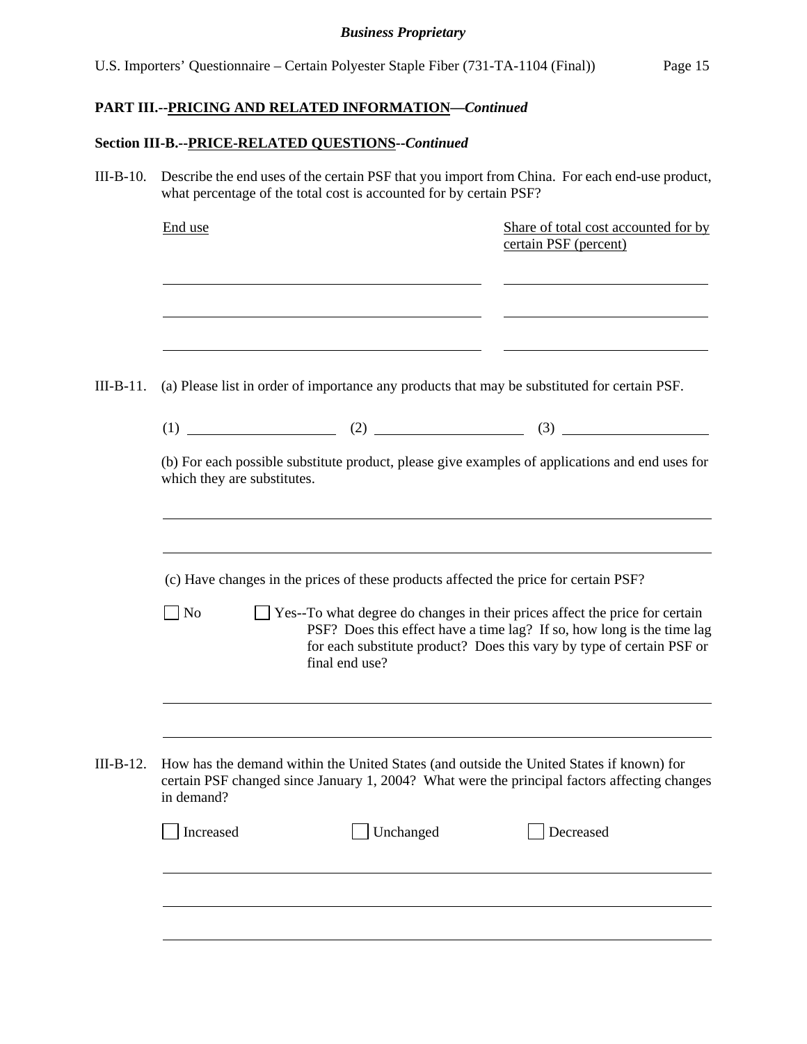**PART III.--PRICING AND RELATED INFORMATION—*Continued***

**Section III-B.--PRICE-RELATED QUESTIONS--*Continued***

III-B-10. Describe the end uses of the certain PSF that you import from China. For each end-use product, what percentage of the total cost is accounted for by certain PSF?

| End use | Share of total cost accounted for by certain PSF (percent) |
|---|---|
| | |
| | |
| | |

III-B-11. (a) Please list in order of importance any products that may be substituted for certain PSF.

(1) ____________ (2) ____________ (3) ____________

(b) For each possible substitute product, please give examples of applications and end uses for which they are substitutes.

______________________________________________

______________________________________________

(c) Have changes in the prices of these products affected the price for certain PSF?

☐ No ☐ Yes--To what degree do changes in their prices affect the price for certain PSF? Does this effect have a time lag? If so, how long is the time lag for each substitute product? Does this vary by type of certain PSF or final end use?

______________________________________________

______________________________________________

III-B-12. How has the demand within the United States (and outside the United States if known) for certain PSF changed since January 1, 2004? What were the principal factors affecting changes in demand?

☐ Increased ☐ Unchanged ☐ Decreased

______________________________________________

______________________________________________

______________________________________________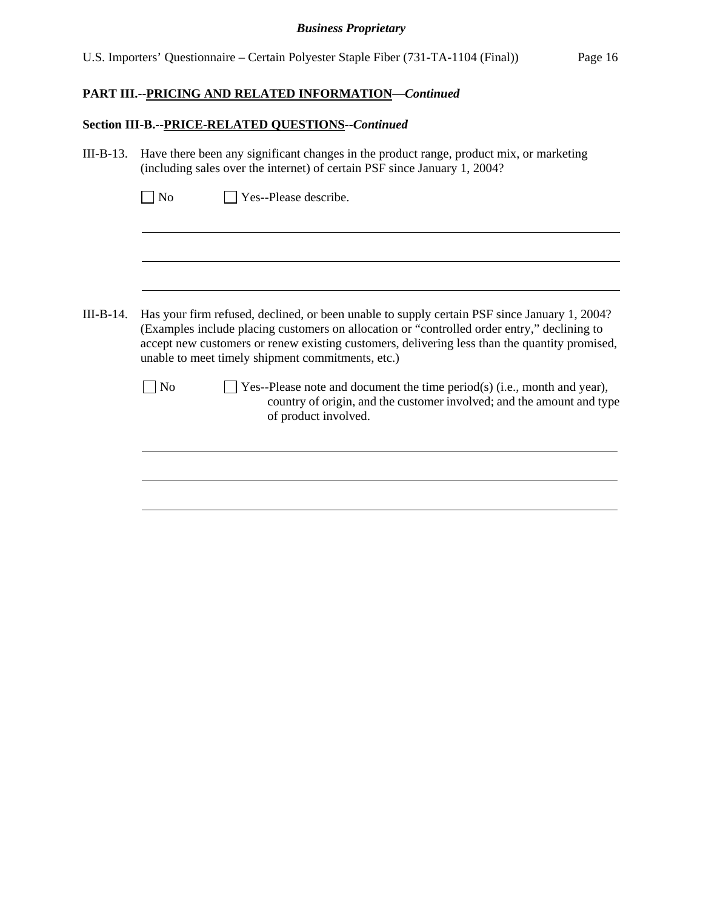## PART III.--PRICING AND RELATED INFORMATION—*Continued*

### Section III-B.--PRICE-RELATED QUESTIONS--*Continued*

III-B-13. Have there been any significant changes in the product range, product mix, or marketing (including sales over the internet) of certain PSF since January 1, 2004?

☐ No ☐ Yes--Please describe.

\_\_\_\_\_\_\_\_\_\_\_\_\_\_\_\_\_\_\_\_\_\_\_\_\_\_\_\_\_\_\_\_\_\_\_\_\_\_\_\_\_\_\_\_\_\_\_\_\_\_\_\_\_\_\_\_\_\_\_\_\_\_\_\_

\_\_\_\_\_\_\_\_\_\_\_\_\_\_\_\_\_\_\_\_\_\_\_\_\_\_\_\_\_\_\_\_\_\_\_\_\_\_\_\_\_\_\_\_\_\_\_\_\_\_\_\_\_\_\_\_\_\_\_\_\_\_\_\_

\_\_\_\_\_\_\_\_\_\_\_\_\_\_\_\_\_\_\_\_\_\_\_\_\_\_\_\_\_\_\_\_\_\_\_\_\_\_\_\_\_\_\_\_\_\_\_\_\_\_\_\_\_\_\_\_\_\_\_\_\_\_\_\_

III-B-14. Has your firm refused, declined, or been unable to supply certain PSF since January 1, 2004? (Examples include placing customers on allocation or "controlled order entry," declining to accept new customers or renew existing customers, delivering less than the quantity promised, unable to meet timely shipment commitments, etc.)

☐ No ☐ Yes--Please note and document the time period(s) (i.e., month and year), country of origin, and the customer involved; and the amount and type of product involved.

\_\_\_\_\_\_\_\_\_\_\_\_\_\_\_\_\_\_\_\_\_\_\_\_\_\_\_\_\_\_\_\_\_\_\_\_\_\_\_\_\_\_\_\_\_\_\_\_\_\_\_\_\_\_\_\_\_\_\_\_\_\_\_\_

\_\_\_\_\_\_\_\_\_\_\_\_\_\_\_\_\_\_\_\_\_\_\_\_\_\_\_\_\_\_\_\_\_\_\_\_\_\_\_\_\_\_\_\_\_\_\_\_\_\_\_\_\_\_\_\_\_\_\_\_\_\_\_\_

\_\_\_\_\_\_\_\_\_\_\_\_\_\_\_\_\_\_\_\_\_\_\_\_\_\_\_\_\_\_\_\_\_\_\_\_\_\_\_\_\_\_\_\_\_\_\_\_\_\_\_\_\_\_\_\_\_\_\_\_\_\_\_\_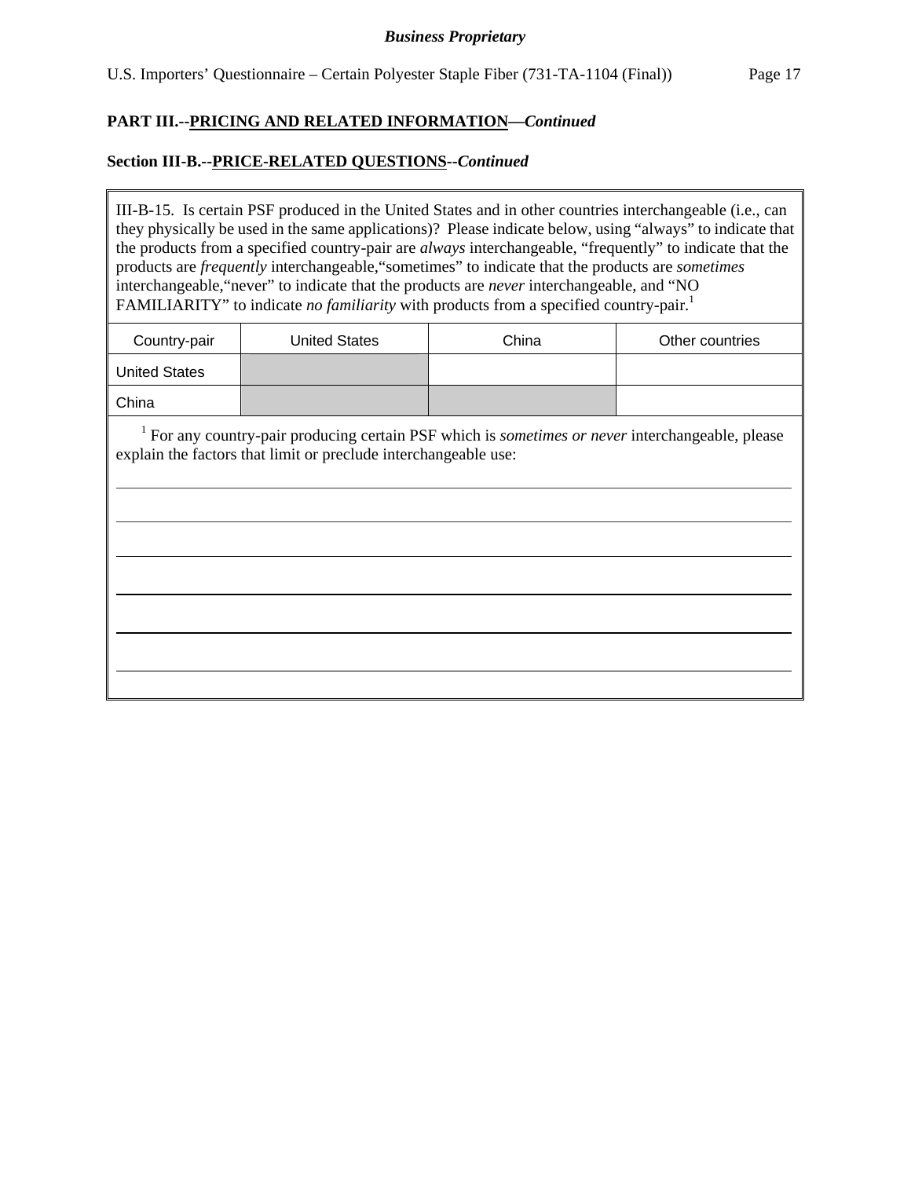**Business Proprietary**

U.S. Importers' Questionnaire – Certain Polyester Staple Fiber (731-TA-1104 (Final))

## PART III.--PRICING AND RELATED INFORMATION—*Continued*

### Section III-B.--PRICE-RELATED QUESTIONS--*Continued*

III-B-15. Is certain PSF produced in the United States and in other countries interchangeable (i.e., can they physically be used in the same applications)? Please indicate below, using "always" to indicate that the products from a specified country-pair are *always* interchangeable, "frequently" to indicate that the products are *frequently* interchangeable, "sometimes" to indicate that the products are *sometimes* interchangeable, "never" to indicate that the products are *never* interchangeable, and "NO FAMILIARITY" to indicate *no familiarity* with products from a specified country-pair.[1]

| Country-pair | United States | China | Other countries |
|---|---|---|---|
| United States | | | |
| China | | | |

[1] For any country-pair producing certain PSF which is *sometimes or never* interchangeable, please explain the factors that limit or preclude interchangeable use:

______________________________________________________________________________

______________________________________________________________________________

______________________________________________________________________________

______________________________________________________________________________

______________________________________________________________________________

______________________________________________________________________________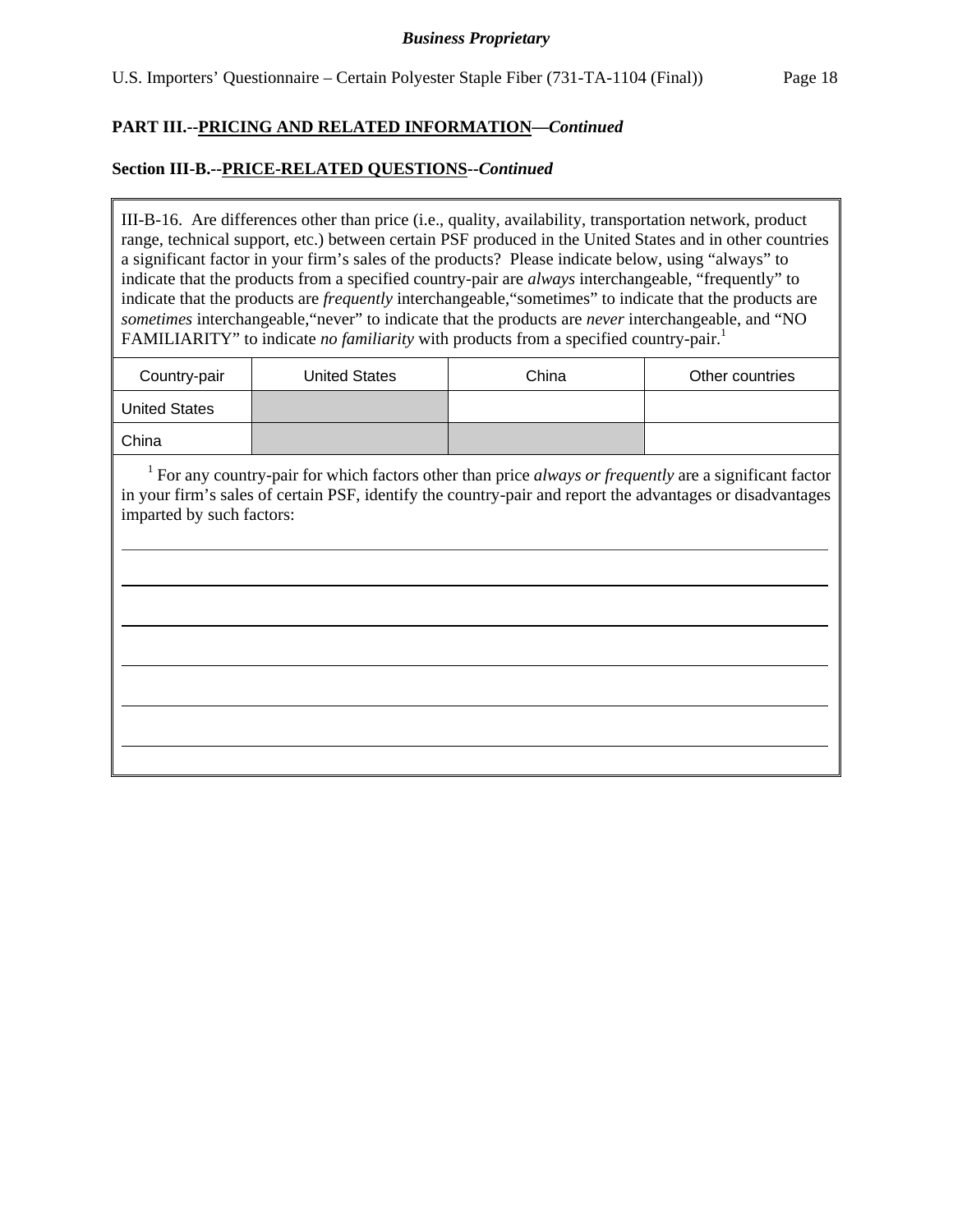**PART III.--PRICING AND RELATED INFORMATION—*Continued***

**Section III-B.--PRICE-RELATED QUESTIONS--*Continued***

III-B-16. Are differences other than price (i.e., quality, availability, transportation network, product range, technical support, etc.) between certain PSF produced in the United States and in other countries a significant factor in your firm's sales of the products? Please indicate below, using "always" to indicate that the products from a specified country-pair are *always* interchangeable, "frequently" to indicate that the products are *frequently* interchangeable,"sometimes" to indicate that the products are *sometimes* interchangeable,"never" to indicate that the products are *never* interchangeable, and "NO FAMILIARITY" to indicate *no familiarity* with products from a specified country-pair.[1]

| Country-pair | United States | China | Other countries |
|---|---|---|---|
| United States | | | |
| China | | | |

[1] For any country-pair for which factors other than price *always or frequently* are a significant factor in your firm's sales of certain PSF, identify the country-pair and report the advantages or disadvantages imparted by such factors:

______________________________________________________________________

______________________________________________________________________

______________________________________________________________________

______________________________________________________________________

______________________________________________________________________

______________________________________________________________________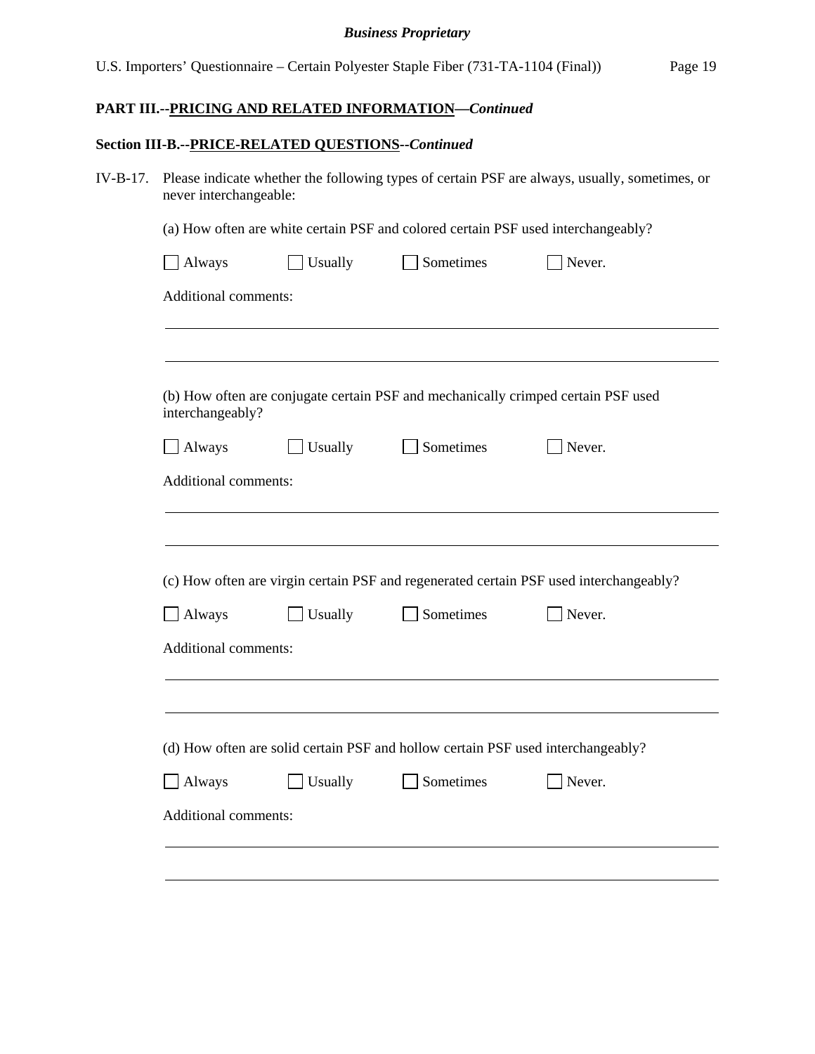## PART III.--PRICING AND RELATED INFORMATION—*Continued*

### Section III-B.--PRICE-RELATED QUESTIONS--*Continued*

IV-B-17. Please indicate whether the following types of certain PSF are always, usually, sometimes, or never interchangeable:

(a) How often are white certain PSF and colored certain PSF used interchangeably?

☐ Always ☐ Usually ☐ Sometimes ☐ Never.

Additional comments:

___

___

(b) How often are conjugate certain PSF and mechanically crimped certain PSF used interchangeably?

☐ Always ☐ Usually ☐ Sometimes ☐ Never.

Additional comments:

___

___

(c) How often are virgin certain PSF and regenerated certain PSF used interchangeably?

☐ Always ☐ Usually ☐ Sometimes ☐ Never.

Additional comments:

___

___

(d) How often are solid certain PSF and hollow certain PSF used interchangeably?

☐ Always ☐ Usually ☐ Sometimes ☐ Never.

Additional comments:

___

___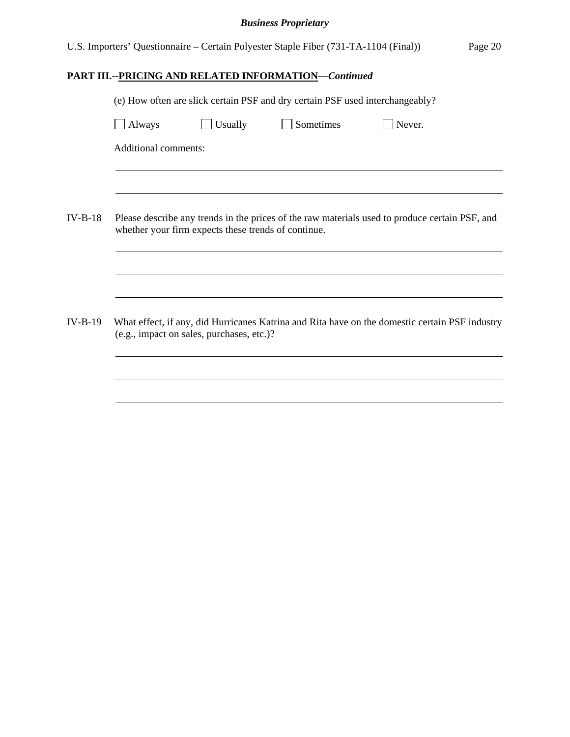## PART III.--PRICING AND RELATED INFORMATION—*Continued*

(e) How often are slick certain PSF and dry certain PSF used interchangeably?

☐ Always ☐ Usually ☐ Sometimes ☐ Never.

Additional comments:

______________________________________________________________________

______________________________________________________________________

IV-B-18 Please describe any trends in the prices of the raw materials used to produce certain PSF, and whether your firm expects these trends of continue.

______________________________________________________________________

______________________________________________________________________

______________________________________________________________________

IV-B-19 What effect, if any, did Hurricanes Katrina and Rita have on the domestic certain PSF industry (e.g., impact on sales, purchases, etc.)?

______________________________________________________________________

______________________________________________________________________

______________________________________________________________________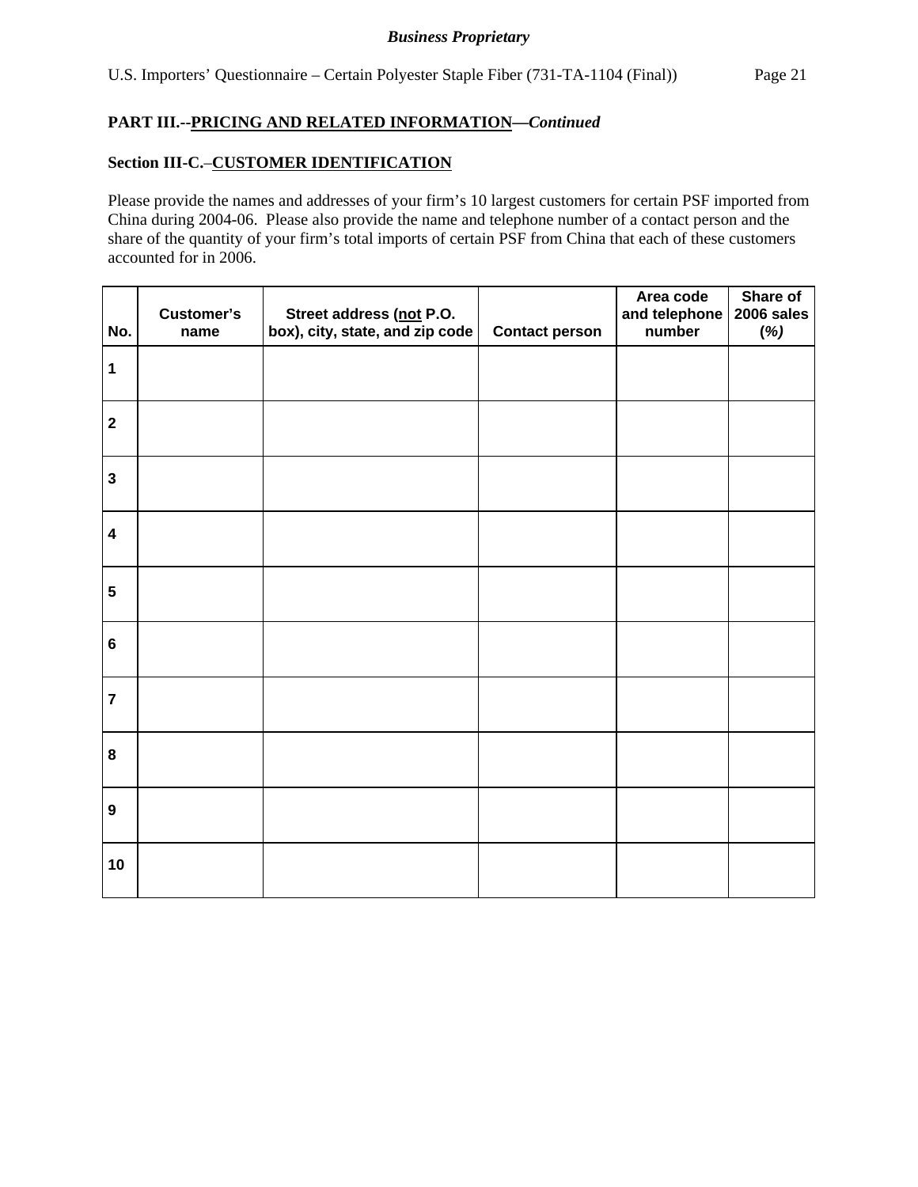**PART III.--PRICING AND RELATED INFORMATION—*Continued***

**Section III-C.–CUSTOMER IDENTIFICATION**

Please provide the names and addresses of your firm's 10 largest customers for certain PSF imported from China during 2004-06. Please also provide the name and telephone number of a contact person and the share of the quantity of your firm's total imports of certain PSF from China that each of these customers accounted for in 2006.

| No. | Customer's name | Street address (not P.O. box), city, state, and zip code | Contact person | Area code and telephone number | Share of 2006 sales *(%)* |
|---|---|---|---|---|---|
| 1 | | | | | |
| 2 | | | | | |
| 3 | | | | | |
| 4 | | | | | |
| 5 | | | | | |
| 6 | | | | | |
| 7 | | | | | |
| 8 | | | | | |
| 9 | | | | | |
| 10 | | | | | |